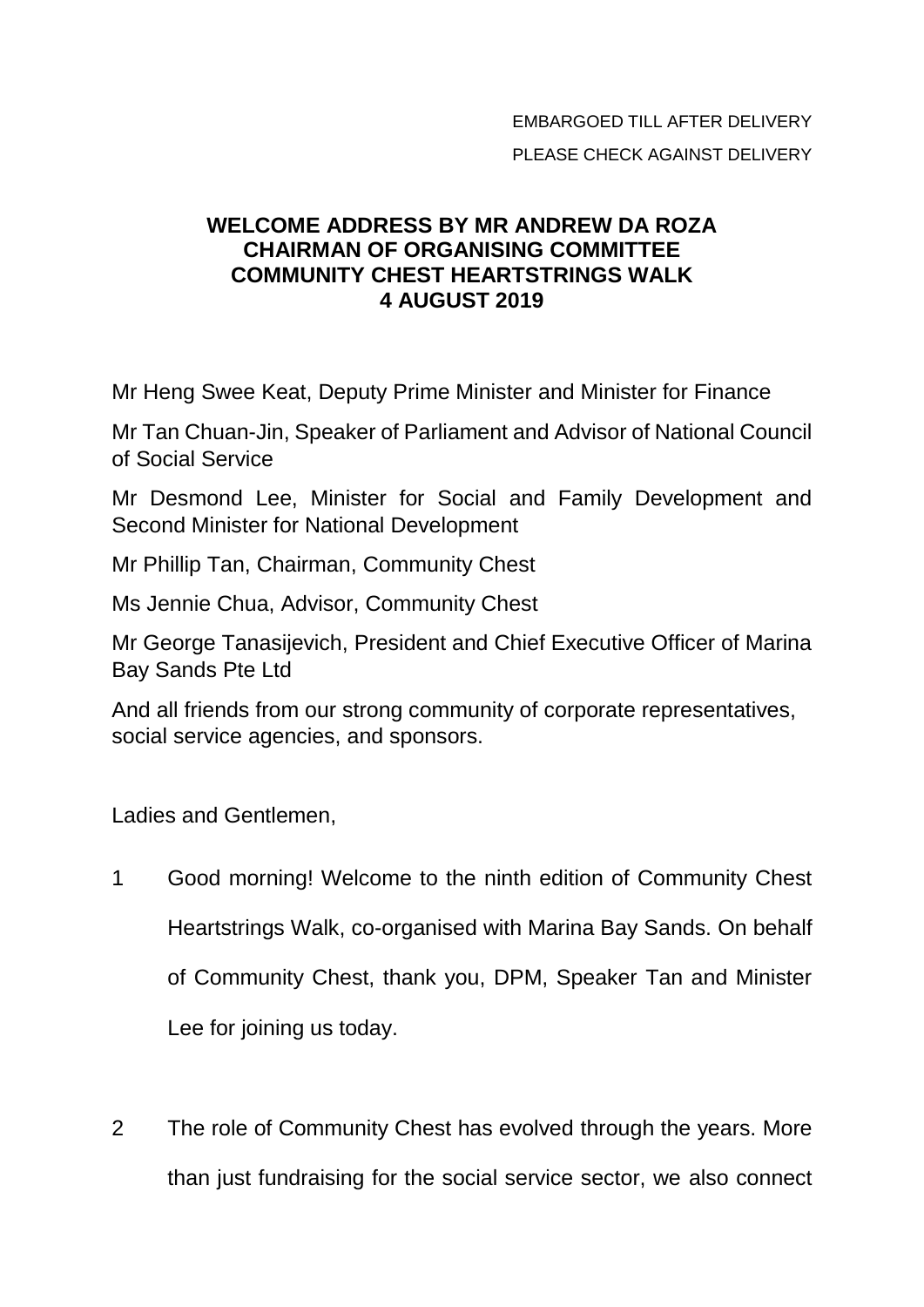EMBARGOED TILL AFTER DELIVERY

PLEASE CHECK AGAINST DELIVERY

# WELCOME ADDRESS BY MR ANDREW DA ROZA
# CHAIRMAN OF ORGANISING COMMITTEE
# COMMUNITY CHEST HEARTSTRINGS WALK
# 4 AUGUST 2019

Mr Heng Swee Keat, Deputy Prime Minister and Minister for Finance

Mr Tan Chuan-Jin, Speaker of Parliament and Advisor of National Council of Social Service

Mr Desmond Lee, Minister for Social and Family Development and Second Minister for National Development

Mr Phillip Tan, Chairman, Community Chest

Ms Jennie Chua, Advisor, Community Chest

Mr George Tanasijevich, President and Chief Executive Officer of Marina Bay Sands Pte Ltd

And all friends from our strong community of corporate representatives, social service agencies, and sponsors.

Ladies and Gentlemen,

1 Good morning! Welcome to the ninth edition of Community Chest Heartstrings Walk, co-organised with Marina Bay Sands. On behalf of Community Chest, thank you, DPM, Speaker Tan and Minister Lee for joining us today.

2 The role of Community Chest has evolved through the years. More than just fundraising for the social service sector, we also connect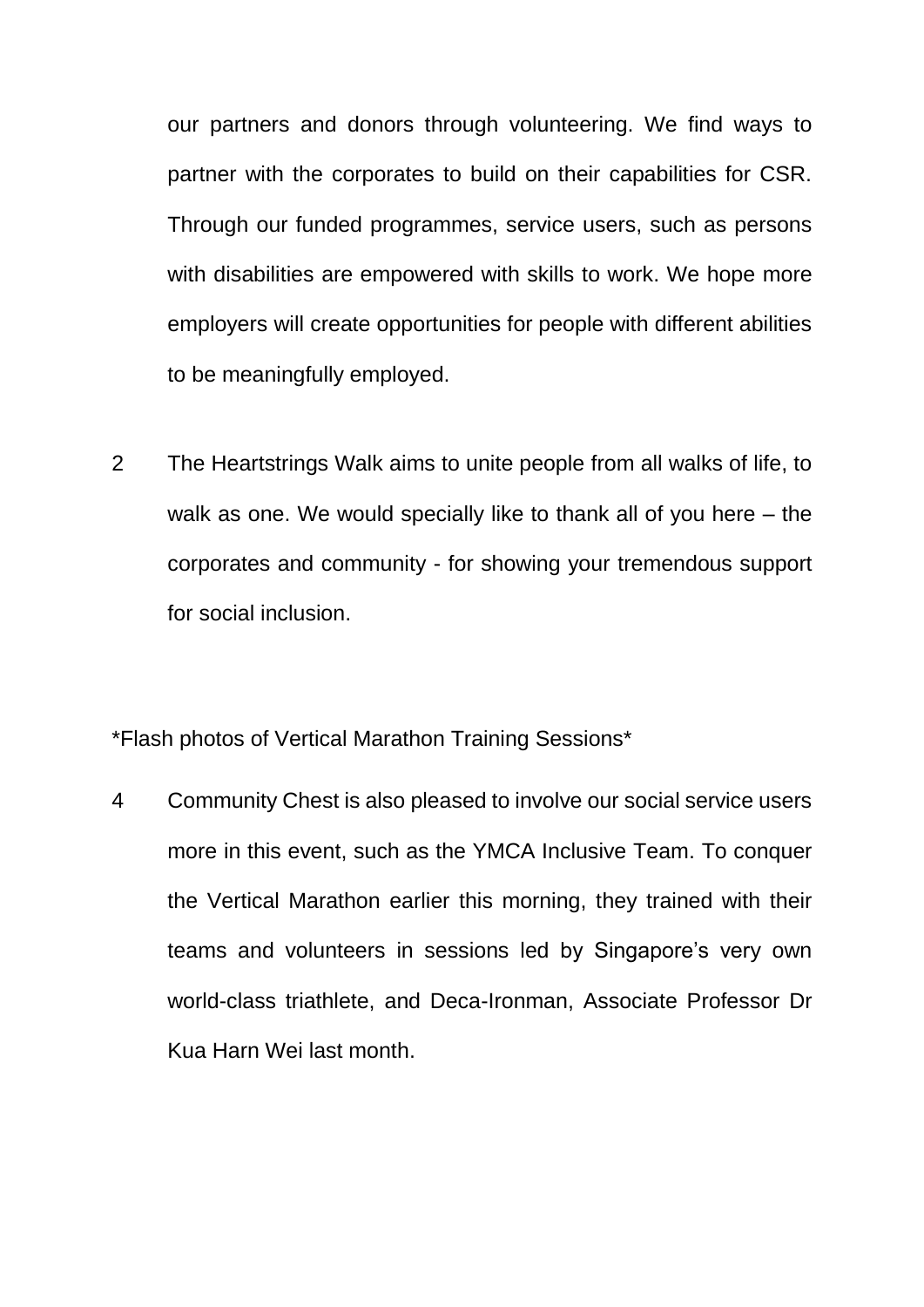our partners and donors through volunteering. We find ways to partner with the corporates to build on their capabilities for CSR. Through our funded programmes, service users, such as persons with disabilities are empowered with skills to work. We hope more employers will create opportunities for people with different abilities to be meaningfully employed.

2 The Heartstrings Walk aims to unite people from all walks of life, to walk as one. We would specially like to thank all of you here – the corporates and community - for showing your tremendous support for social inclusion.

*Flash photos of Vertical Marathon Training Sessions*

4 Community Chest is also pleased to involve our social service users more in this event, such as the YMCA Inclusive Team. To conquer the Vertical Marathon earlier this morning, they trained with their teams and volunteers in sessions led by Singapore's very own world-class triathlete, and Deca-Ironman, Associate Professor Dr Kua Harn Wei last month.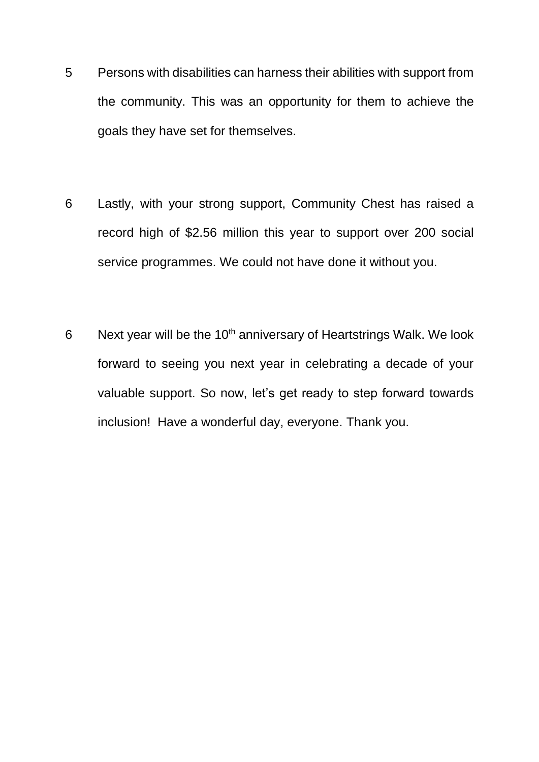5 Persons with disabilities can harness their abilities with support from the community. This was an opportunity for them to achieve the goals they have set for themselves.

6 Lastly, with your strong support, Community Chest has raised a record high of $2.56 million this year to support over 200 social service programmes. We could not have done it without you.

6 Next year will be the 10th anniversary of Heartstrings Walk. We look forward to seeing you next year in celebrating a decade of your valuable support. So now, let's get ready to step forward towards inclusion! Have a wonderful day, everyone. Thank you.